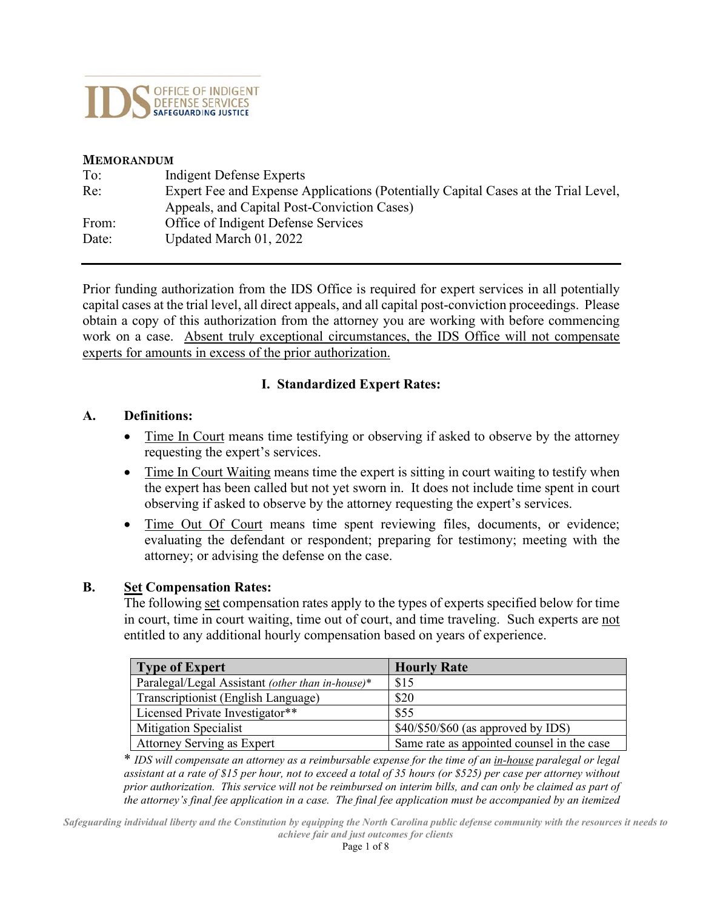IDS OFFICE OF INDIGENT DEFENSE SERVICES
SAFEGUARDING JUSTICE

**MEMORANDUM**

| | |
|---|---|
| To: | Indigent Defense Experts |
| Re: | Expert Fee and Expense Applications (Potentially Capital Cases at the Trial Level, Appeals, and Capital Post-Conviction Cases) |
| From: | Office of Indigent Defense Services |
| Date: | Updated March 01, 2022 |

---

Prior funding authorization from the IDS Office is required for expert services in all potentially capital cases at the trial level, all direct appeals, and all capital post-conviction proceedings. Please obtain a copy of this authorization from the attorney you are working with before commencing work on a case. <u>Absent truly exceptional circumstances, the IDS Office will not compensate experts for amounts in excess of the prior authorization.</u>

## I. Standardized Expert Rates:

### A. Definitions:

- <u>Time In Court</u> means time testifying or observing if asked to observe by the attorney requesting the expert's services.
- <u>Time In Court Waiting</u> means time the expert is sitting in court waiting to testify when the expert has been called but not yet sworn in. It does not include time spent in court observing if asked to observe by the attorney requesting the expert's services.
- <u>Time Out Of Court</u> means time spent reviewing files, documents, or evidence; evaluating the defendant or respondent; preparing for testimony; meeting with the attorney; or advising the defense on the case.

### B. <u>Set</u> Compensation Rates:

The following <u>set</u> compensation rates apply to the types of experts specified below for time in court, time in court waiting, time out of court, and time traveling. Such experts are <u>not</u> entitled to any additional hourly compensation based on years of experience.

| Type of Expert | Hourly Rate |
|---|---|
| Paralegal/Legal Assistant *(other than in-house)** | $15 |
| Transcriptionist (English Language) | $20 |
| Licensed Private Investigator** | $55 |
| Mitigation Specialist | $40/$50/$60 (as approved by IDS) |
| Attorney Serving as Expert | Same rate as appointed counsel in the case |

\* *IDS will compensate an attorney as a reimbursable expense for the time of an <u>in-house</u> paralegal or legal assistant at a rate of $15 per hour, not to exceed a total of 35 hours (or $525) per case per attorney without prior authorization. This service will not be reimbursed on interim bills, and can only be claimed as part of the attorney's final fee application in a case. The final fee application must be accompanied by an itemized*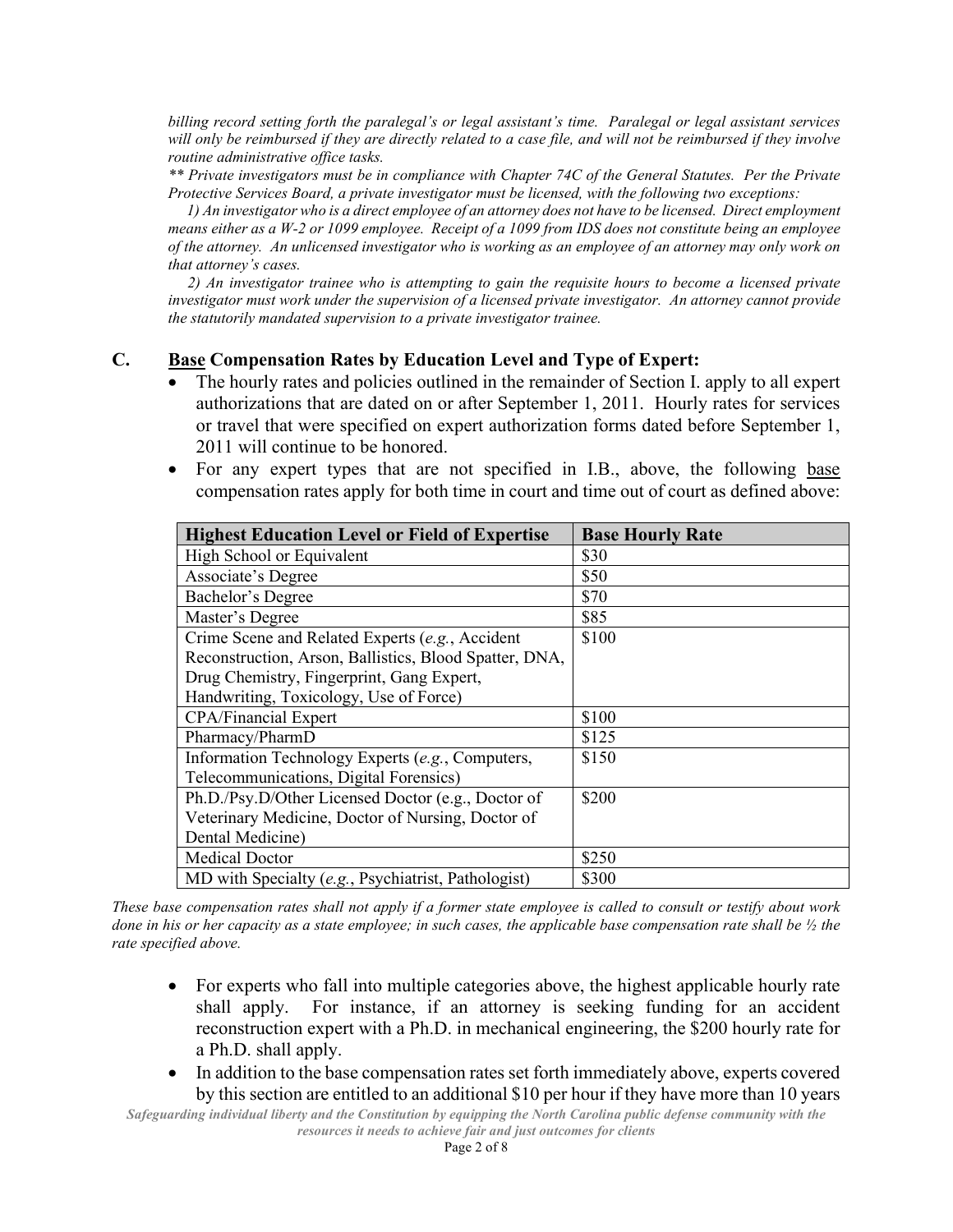*billing record setting forth the paralegal's or legal assistant's time. Paralegal or legal assistant services will only be reimbursed if they are directly related to a case file, and will not be reimbursed if they involve routine administrative office tasks.*

*\*\* Private investigators must be in compliance with Chapter 74C of the General Statutes. Per the Private Protective Services Board, a private investigator must be licensed, with the following two exceptions:*

*1) An investigator who is a direct employee of an attorney does not have to be licensed. Direct employment means either as a W-2 or 1099 employee. Receipt of a 1099 from IDS does not constitute being an employee of the attorney. An unlicensed investigator who is working as an employee of an attorney may only work on that attorney's cases.*

*2) An investigator trainee who is attempting to gain the requisite hours to become a licensed private investigator must work under the supervision of a licensed private investigator. An attorney cannot provide the statutorily mandated supervision to a private investigator trainee.*

### C. <u>Base</u> Compensation Rates by Education Level and Type of Expert:

- The hourly rates and policies outlined in the remainder of Section I. apply to all expert authorizations that are dated on or after September 1, 2011. Hourly rates for services or travel that were specified on expert authorization forms dated before September 1, 2011 will continue to be honored.
- For any expert types that are not specified in I.B., above, the following <u>base</u> compensation rates apply for both time in court and time out of court as defined above:

| Highest Education Level or Field of Expertise | Base Hourly Rate |
|---|---|
| High School or Equivalent | $30 |
| Associate's Degree | $50 |
| Bachelor's Degree | $70 |
| Master's Degree | $85 |
| Crime Scene and Related Experts (*e.g.*, Accident Reconstruction, Arson, Ballistics, Blood Spatter, DNA, Drug Chemistry, Fingerprint, Gang Expert, Handwriting, Toxicology, Use of Force) | $100 |
| CPA/Financial Expert | $100 |
| Pharmacy/PharmD | $125 |
| Information Technology Experts (*e.g.*, Computers, Telecommunications, Digital Forensics) | $150 |
| Ph.D./Psy.D/Other Licensed Doctor (e.g., Doctor of Veterinary Medicine, Doctor of Nursing, Doctor of Dental Medicine) | $200 |
| Medical Doctor | $250 |
| MD with Specialty (*e.g.*, Psychiatrist, Pathologist) | $300 |

*These base compensation rates shall not apply if a former state employee is called to consult or testify about work done in his or her capacity as a state employee; in such cases, the applicable base compensation rate shall be ½ the rate specified above.*

- For experts who fall into multiple categories above, the highest applicable hourly rate shall apply. For instance, if an attorney is seeking funding for an accident reconstruction expert with a Ph.D. in mechanical engineering, the $200 hourly rate for a Ph.D. shall apply.
- In addition to the base compensation rates set forth immediately above, experts covered by this section are entitled to an additional $10 per hour if they have more than 10 years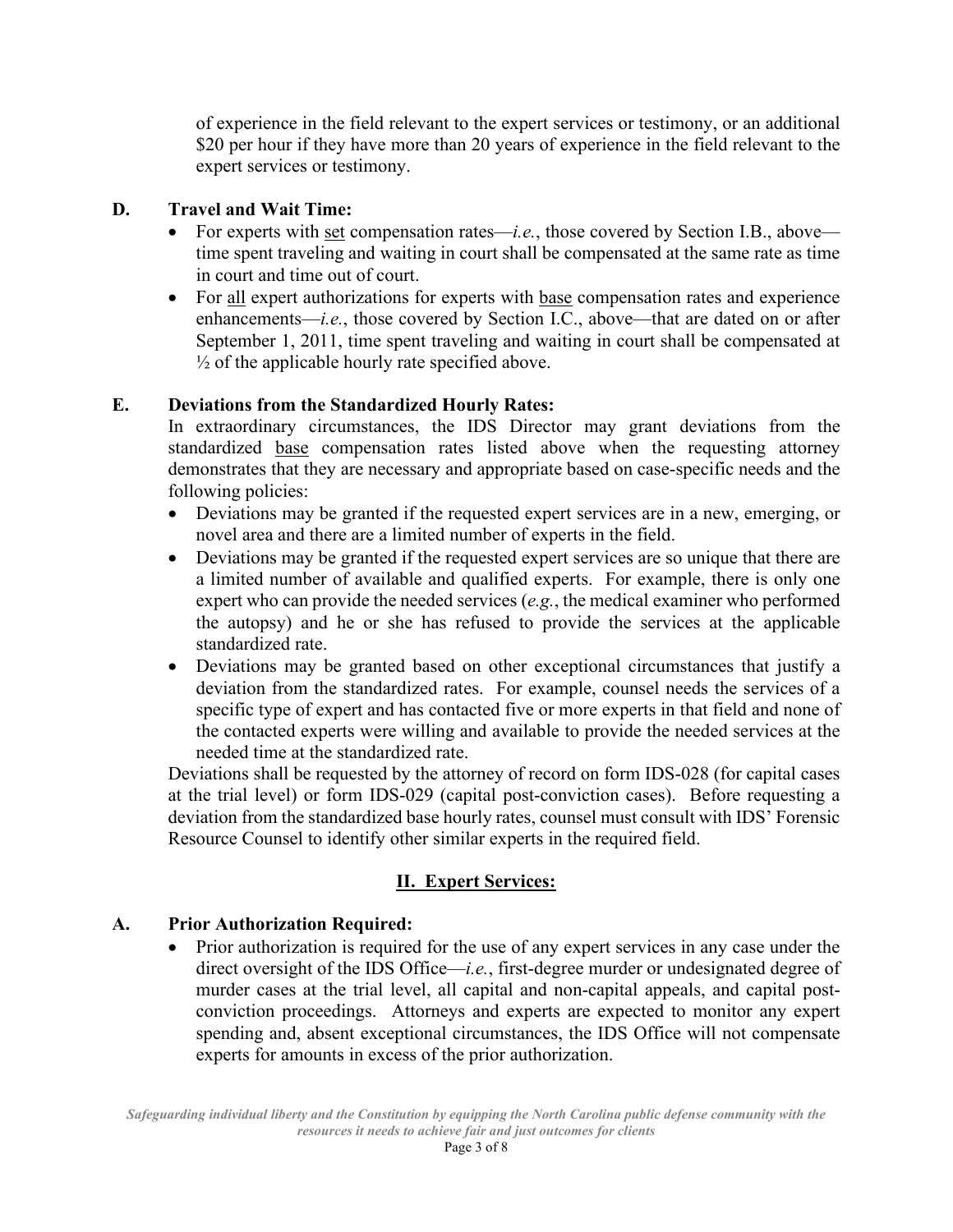of experience in the field relevant to the expert services or testimony, or an additional $20 per hour if they have more than 20 years of experience in the field relevant to the expert services or testimony.

### D. Travel and Wait Time:

- For experts with set compensation rates—*i.e.*, those covered by Section I.B., above—time spent traveling and waiting in court shall be compensated at the same rate as time in court and time out of court.
- For all expert authorizations for experts with base compensation rates and experience enhancements—*i.e.*, those covered by Section I.C., above—that are dated on or after September 1, 2011, time spent traveling and waiting in court shall be compensated at ½ of the applicable hourly rate specified above.

### E. Deviations from the Standardized Hourly Rates:

In extraordinary circumstances, the IDS Director may grant deviations from the standardized base compensation rates listed above when the requesting attorney demonstrates that they are necessary and appropriate based on case-specific needs and the following policies:

- Deviations may be granted if the requested expert services are in a new, emerging, or novel area and there are a limited number of experts in the field.
- Deviations may be granted if the requested expert services are so unique that there are a limited number of available and qualified experts. For example, there is only one expert who can provide the needed services (*e.g.*, the medical examiner who performed the autopsy) and he or she has refused to provide the services at the applicable standardized rate.
- Deviations may be granted based on other exceptional circumstances that justify a deviation from the standardized rates. For example, counsel needs the services of a specific type of expert and has contacted five or more experts in that field and none of the contacted experts were willing and available to provide the needed services at the needed time at the standardized rate.

Deviations shall be requested by the attorney of record on form IDS-028 (for capital cases at the trial level) or form IDS-029 (capital post-conviction cases). Before requesting a deviation from the standardized base hourly rates, counsel must consult with IDS' Forensic Resource Counsel to identify other similar experts in the required field.

## II. Expert Services:

### A. Prior Authorization Required:

- Prior authorization is required for the use of any expert services in any case under the direct oversight of the IDS Office—*i.e.*, first-degree murder or undesignated degree of murder cases at the trial level, all capital and non-capital appeals, and capital post-conviction proceedings. Attorneys and experts are expected to monitor any expert spending and, absent exceptional circumstances, the IDS Office will not compensate experts for amounts in excess of the prior authorization.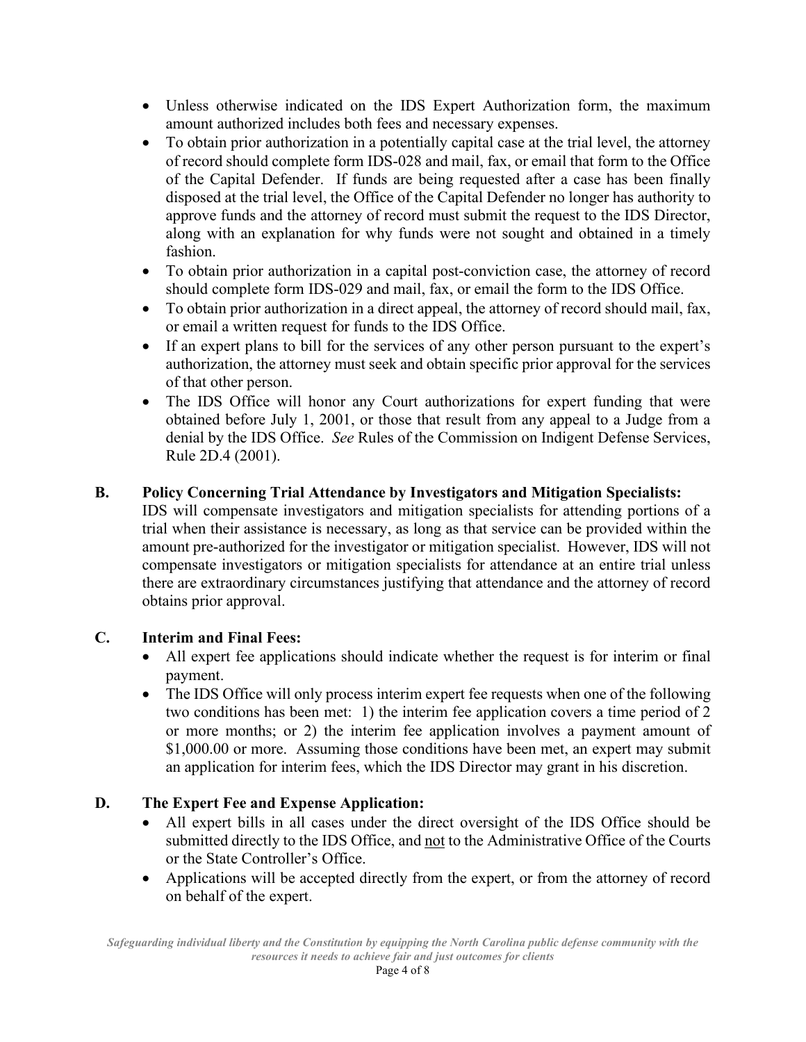- Unless otherwise indicated on the IDS Expert Authorization form, the maximum amount authorized includes both fees and necessary expenses.
- To obtain prior authorization in a potentially capital case at the trial level, the attorney of record should complete form IDS-028 and mail, fax, or email that form to the Office of the Capital Defender. If funds are being requested after a case has been finally disposed at the trial level, the Office of the Capital Defender no longer has authority to approve funds and the attorney of record must submit the request to the IDS Director, along with an explanation for why funds were not sought and obtained in a timely fashion.
- To obtain prior authorization in a capital post-conviction case, the attorney of record should complete form IDS-029 and mail, fax, or email the form to the IDS Office.
- To obtain prior authorization in a direct appeal, the attorney of record should mail, fax, or email a written request for funds to the IDS Office.
- If an expert plans to bill for the services of any other person pursuant to the expert's authorization, the attorney must seek and obtain specific prior approval for the services of that other person.
- The IDS Office will honor any Court authorizations for expert funding that were obtained before July 1, 2001, or those that result from any appeal to a Judge from a denial by the IDS Office. *See* Rules of the Commission on Indigent Defense Services, Rule 2D.4 (2001).

## B. Policy Concerning Trial Attendance by Investigators and Mitigation Specialists:

IDS will compensate investigators and mitigation specialists for attending portions of a trial when their assistance is necessary, as long as that service can be provided within the amount pre-authorized for the investigator or mitigation specialist. However, IDS will not compensate investigators or mitigation specialists for attendance at an entire trial unless there are extraordinary circumstances justifying that attendance and the attorney of record obtains prior approval.

## C. Interim and Final Fees:

- All expert fee applications should indicate whether the request is for interim or final payment.
- The IDS Office will only process interim expert fee requests when one of the following two conditions has been met: 1) the interim fee application covers a time period of 2 or more months; or 2) the interim fee application involves a payment amount of $1,000.00 or more. Assuming those conditions have been met, an expert may submit an application for interim fees, which the IDS Director may grant in his discretion.

## D. The Expert Fee and Expense Application:

- All expert bills in all cases under the direct oversight of the IDS Office should be submitted directly to the IDS Office, and <u>not</u> to the Administrative Office of the Courts or the State Controller's Office.
- Applications will be accepted directly from the expert, or from the attorney of record on behalf of the expert.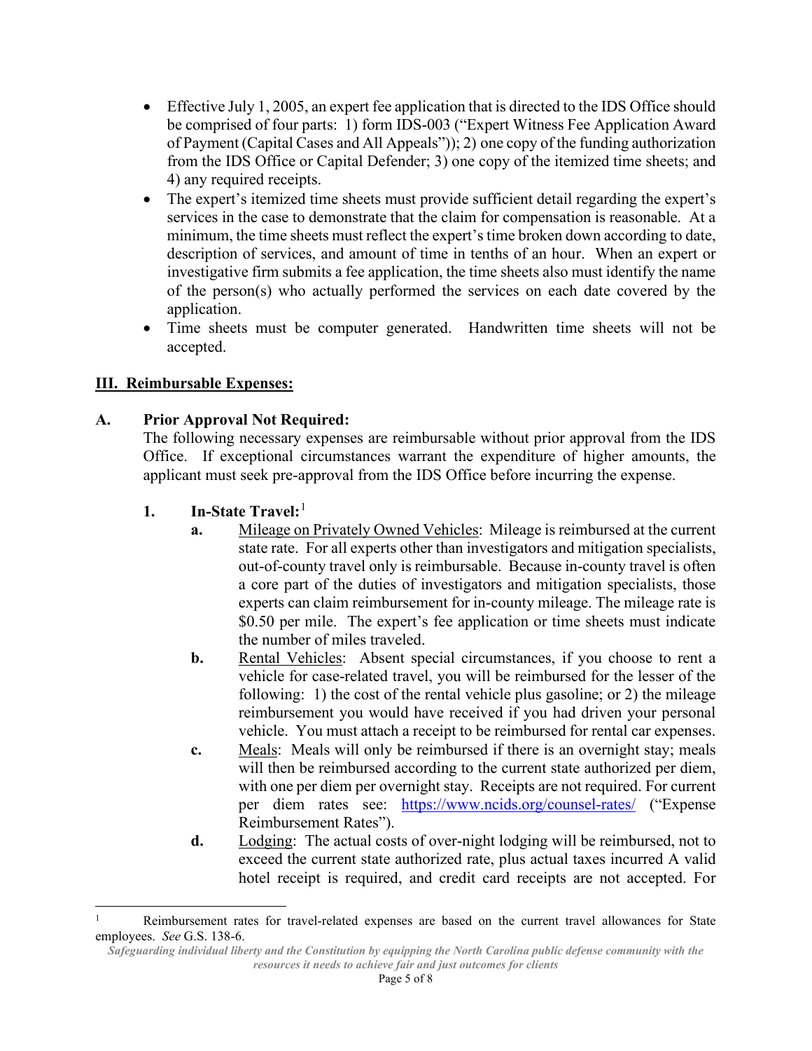- Effective July 1, 2005, an expert fee application that is directed to the IDS Office should be comprised of four parts: 1) form IDS-003 ("Expert Witness Fee Application Award of Payment (Capital Cases and All Appeals")); 2) one copy of the funding authorization from the IDS Office or Capital Defender; 3) one copy of the itemized time sheets; and 4) any required receipts.
- The expert's itemized time sheets must provide sufficient detail regarding the expert's services in the case to demonstrate that the claim for compensation is reasonable. At a minimum, the time sheets must reflect the expert's time broken down according to date, description of services, and amount of time in tenths of an hour. When an expert or investigative firm submits a fee application, the time sheets also must identify the name of the person(s) who actually performed the services on each date covered by the application.
- Time sheets must be computer generated. Handwritten time sheets will not be accepted.

## III. Reimbursable Expenses:

### A. Prior Approval Not Required:

The following necessary expenses are reimbursable without prior approval from the IDS Office. If exceptional circumstances warrant the expenditure of higher amounts, the applicant must seek pre-approval from the IDS Office before incurring the expense.

#### 1. In-State Travel:[1]

**a.** Mileage on Privately Owned Vehicles: Mileage is reimbursed at the current state rate. For all experts other than investigators and mitigation specialists, out-of-county travel only is reimbursable. Because in-county travel is often a core part of the duties of investigators and mitigation specialists, those experts can claim reimbursement for in-county mileage. The mileage rate is $0.50 per mile. The expert's fee application or time sheets must indicate the number of miles traveled.

**b.** Rental Vehicles: Absent special circumstances, if you choose to rent a vehicle for case-related travel, you will be reimbursed for the lesser of the following: 1) the cost of the rental vehicle plus gasoline; or 2) the mileage reimbursement you would have received if you had driven your personal vehicle. You must attach a receipt to be reimbursed for rental car expenses.

**c.** Meals: Meals will only be reimbursed if there is an overnight stay; meals will then be reimbursed according to the current state authorized per diem, with one per diem per overnight stay. Receipts are not required. For current per diem rates see: https://www.ncids.org/counsel-rates/ ("Expense Reimbursement Rates").

**d.** Lodging: The actual costs of over-night lodging will be reimbursed, not to exceed the current state authorized rate, plus actual taxes incurred A valid hotel receipt is required, and credit card receipts are not accepted. For

---

[1] Reimbursement rates for travel-related expenses are based on the current travel allowances for State employees. *See* G.S. 138-6.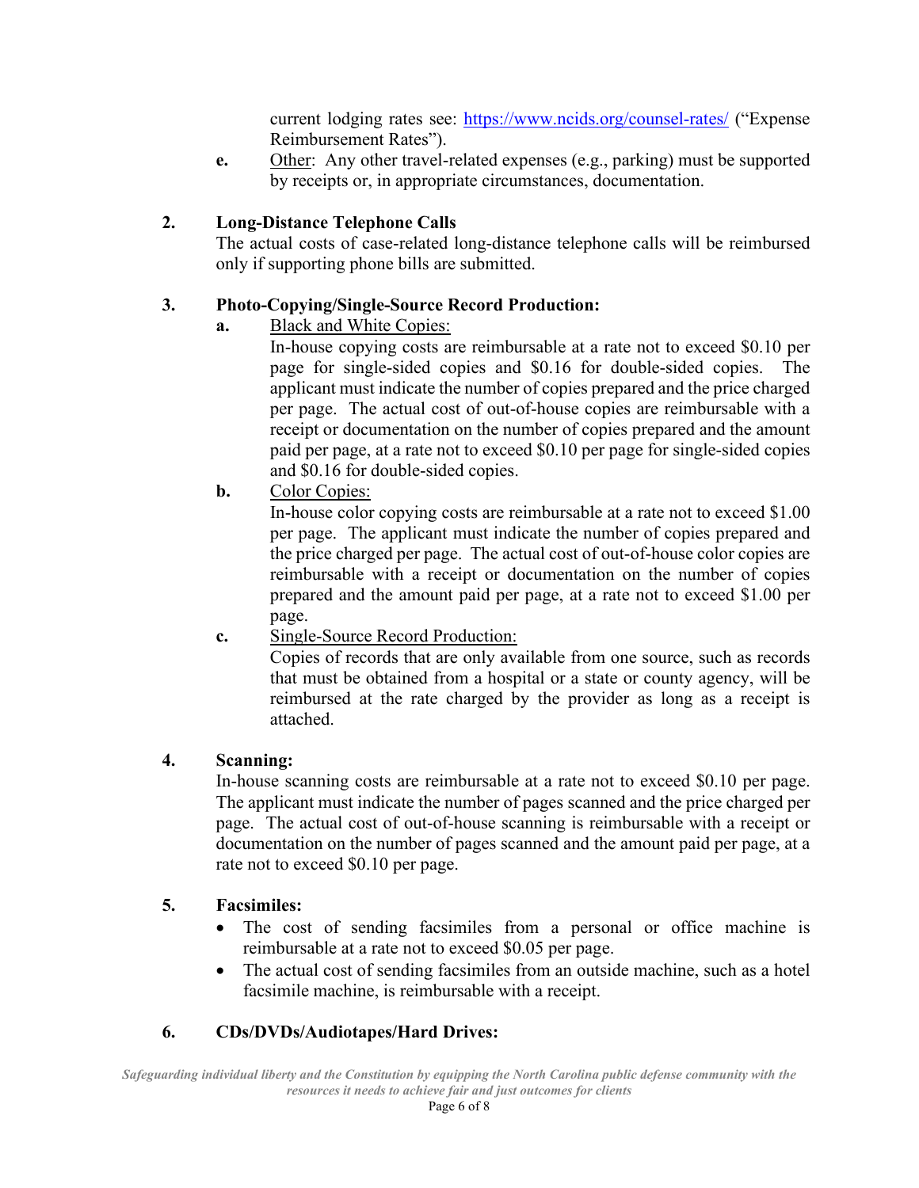current lodging rates see: https://www.ncids.org/counsel-rates/ ("Expense Reimbursement Rates").

**e.** Other: Any other travel-related expenses (e.g., parking) must be supported by receipts or, in appropriate circumstances, documentation.

**2. Long-Distance Telephone Calls**

The actual costs of case-related long-distance telephone calls will be reimbursed only if supporting phone bills are submitted.

**3. Photo-Copying/Single-Source Record Production:**

**a.** Black and White Copies:

In-house copying costs are reimbursable at a rate not to exceed $0.10 per page for single-sided copies and $0.16 for double-sided copies. The applicant must indicate the number of copies prepared and the price charged per page. The actual cost of out-of-house copies are reimbursable with a receipt or documentation on the number of copies prepared and the amount paid per page, at a rate not to exceed $0.10 per page for single-sided copies and $0.16 for double-sided copies.

**b.** Color Copies:

In-house color copying costs are reimbursable at a rate not to exceed $1.00 per page. The applicant must indicate the number of copies prepared and the price charged per page. The actual cost of out-of-house color copies are reimbursable with a receipt or documentation on the number of copies prepared and the amount paid per page, at a rate not to exceed $1.00 per page.

**c.** Single-Source Record Production:

Copies of records that are only available from one source, such as records that must be obtained from a hospital or a state or county agency, will be reimbursed at the rate charged by the provider as long as a receipt is attached.

**4. Scanning:**

In-house scanning costs are reimbursable at a rate not to exceed $0.10 per page. The applicant must indicate the number of pages scanned and the price charged per page. The actual cost of out-of-house scanning is reimbursable with a receipt or documentation on the number of pages scanned and the amount paid per page, at a rate not to exceed $0.10 per page.

**5. Facsimiles:**

- The cost of sending facsimiles from a personal or office machine is reimbursable at a rate not to exceed $0.05 per page.
- The actual cost of sending facsimiles from an outside machine, such as a hotel facsimile machine, is reimbursable with a receipt.

**6. CDs/DVDs/Audiotapes/Hard Drives:**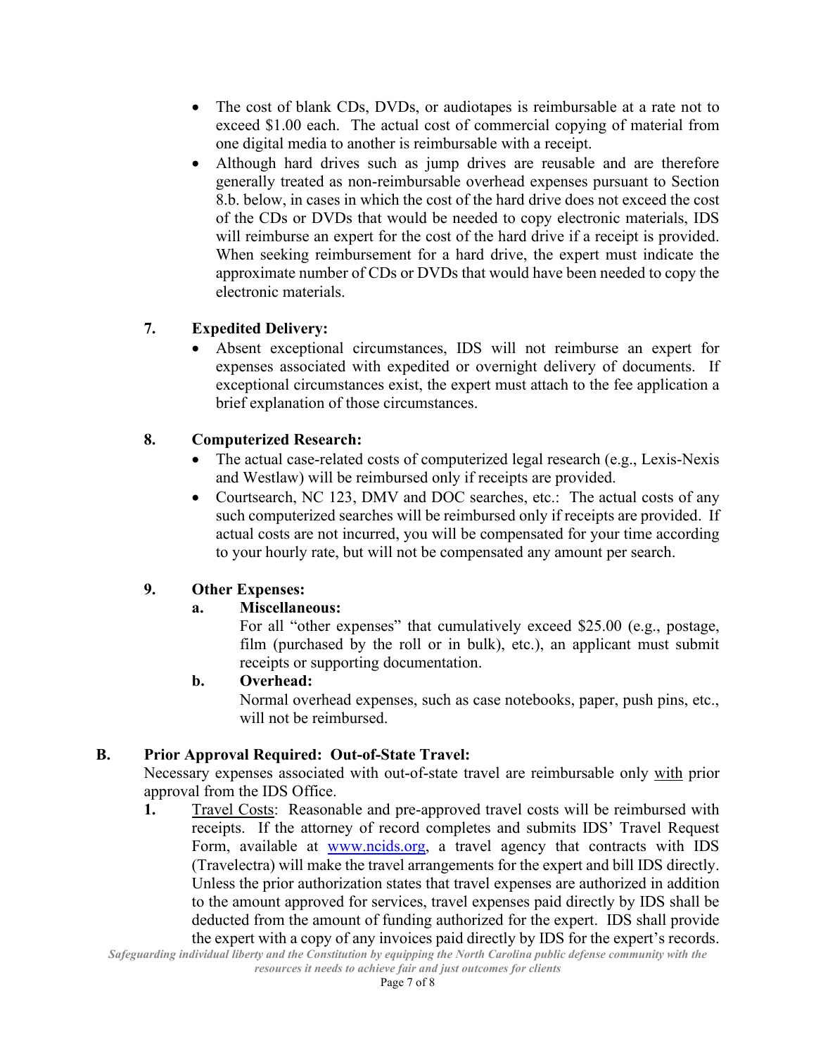- The cost of blank CDs, DVDs, or audiotapes is reimbursable at a rate not to exceed $1.00 each. The actual cost of commercial copying of material from one digital media to another is reimbursable with a receipt.
- Although hard drives such as jump drives are reusable and are therefore generally treated as non-reimbursable overhead expenses pursuant to Section 8.b. below, in cases in which the cost of the hard drive does not exceed the cost of the CDs or DVDs that would be needed to copy electronic materials, IDS will reimburse an expert for the cost of the hard drive if a receipt is provided. When seeking reimbursement for a hard drive, the expert must indicate the approximate number of CDs or DVDs that would have been needed to copy the electronic materials.

**7. Expedited Delivery:**

- Absent exceptional circumstances, IDS will not reimburse an expert for expenses associated with expedited or overnight delivery of documents. If exceptional circumstances exist, the expert must attach to the fee application a brief explanation of those circumstances.

**8. Computerized Research:**

- The actual case-related costs of computerized legal research (e.g., Lexis-Nexis and Westlaw) will be reimbursed only if receipts are provided.
- Courtsearch, NC 123, DMV and DOC searches, etc.: The actual costs of any such computerized searches will be reimbursed only if receipts are provided. If actual costs are not incurred, you will be compensated for your time according to your hourly rate, but will not be compensated any amount per search.

**9. Other Expenses:**

**a. Miscellaneous:**

For all "other expenses" that cumulatively exceed $25.00 (e.g., postage, film (purchased by the roll or in bulk), etc.), an applicant must submit receipts or supporting documentation.

**b. Overhead:**

Normal overhead expenses, such as case notebooks, paper, push pins, etc., will not be reimbursed.

**B. Prior Approval Required: Out-of-State Travel:**

Necessary expenses associated with out-of-state travel are reimbursable only with prior approval from the IDS Office.

**1.** Travel Costs: Reasonable and pre-approved travel costs will be reimbursed with receipts. If the attorney of record completes and submits IDS' Travel Request Form, available at [www.ncids.org](http://www.ncids.org), a travel agency that contracts with IDS (Travelectra) will make the travel arrangements for the expert and bill IDS directly. Unless the prior authorization states that travel expenses are authorized in addition to the amount approved for services, travel expenses paid directly by IDS shall be deducted from the amount of funding authorized for the expert. IDS shall provide the expert with a copy of any invoices paid directly by IDS for the expert's records.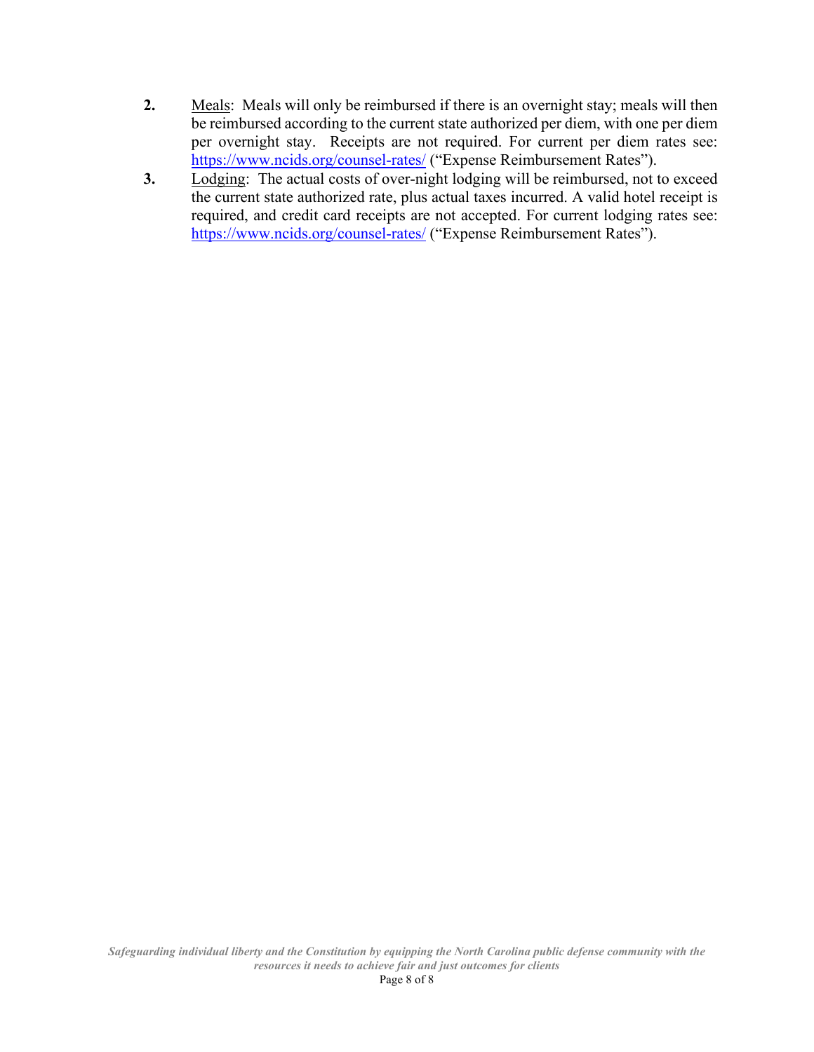2. <u>Meals</u>: Meals will only be reimbursed if there is an overnight stay; meals will then be reimbursed according to the current state authorized per diem, with one per diem per overnight stay. Receipts are not required. For current per diem rates see: https://www.ncids.org/counsel-rates/ ("Expense Reimbursement Rates").
3. <u>Lodging</u>: The actual costs of over-night lodging will be reimbursed, not to exceed the current state authorized rate, plus actual taxes incurred. A valid hotel receipt is required, and credit card receipts are not accepted. For current lodging rates see: https://www.ncids.org/counsel-rates/ ("Expense Reimbursement Rates").